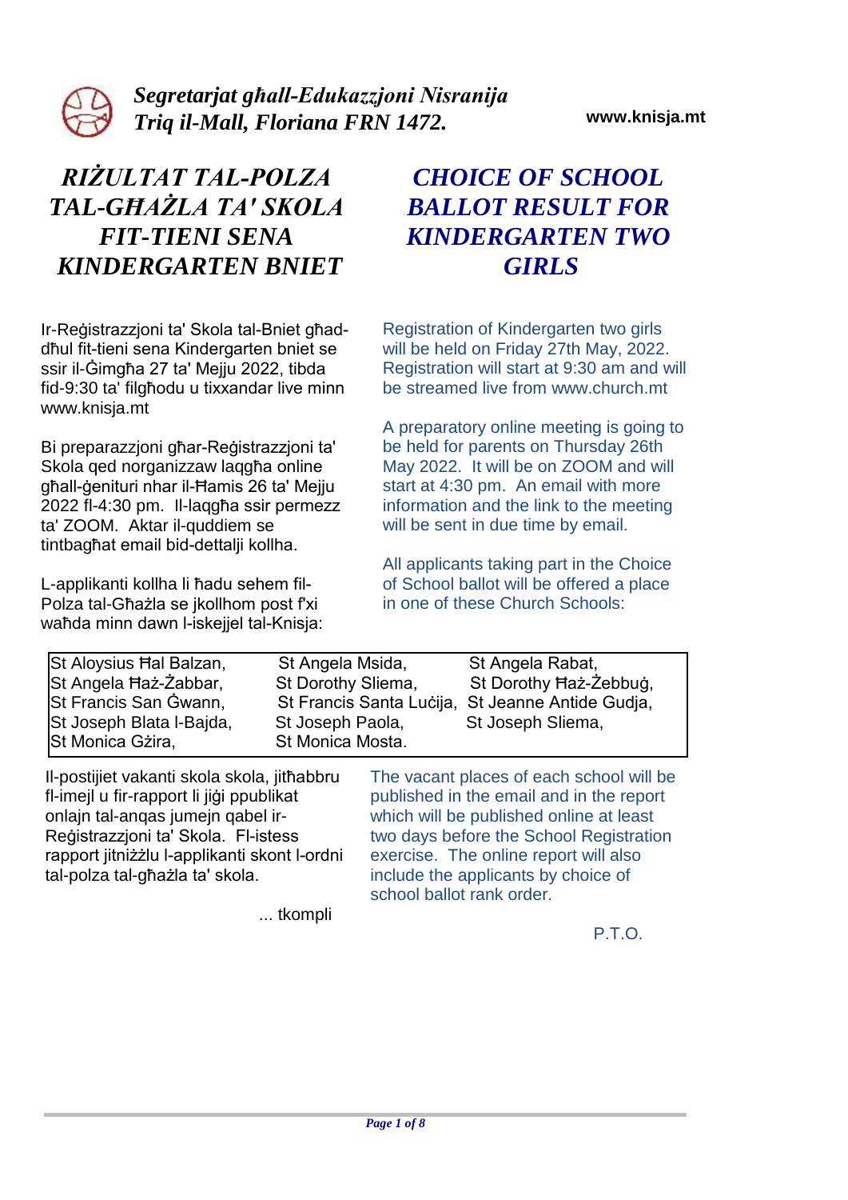*Segretarjat għall-Edukazzjoni Nisranija*
*Triq il-Mall, Floriana FRN 1472.*

**www.knisja.mt**

# *RIŻULTAT TAL-POLZA TAL-GĦAŻLA TA' SKOLA FIT-TIENI SENA KINDERGARTEN BNIET*

Ir-Reġistrazzjoni ta' Skola tal-Bniet għad-dħul fit-tieni sena Kindergarten bniet se ssir il-Ġimgħa 27 ta' Mejju 2022, tibda fid-9:30 ta' filgħodu u tixxandar live minn www.knisja.mt

Bi preparazzjoni għar-Reġistrazzjoni ta' Skola qed norganizzaw laqgħa online għall-ġenituri nhar il-Ħamis 26 ta' Mejju 2022 fl-4:30 pm. Il-laqgħa ssir permezz ta' ZOOM. Aktar il-quddiem se tintbagħat email bid-dettalji kollha.

L-applikanti kollha li ħadu sehem fil-Polza tal-Għażla se jkollhom post f'xi waħda minn dawn l-iskejjel tal-Knisja:

# *CHOICE OF SCHOOL BALLOT RESULT FOR KINDERGARTEN TWO GIRLS*

Registration of Kindergarten two girls will be held on Friday 27th May, 2022. Registration will start at 9:30 am and will be streamed live from www.church.mt

A preparatory online meeting is going to be held for parents on Thursday 26th May 2022. It will be on ZOOM and will start at 4:30 pm. An email with more information and the link to the meeting will be sent in due time by email.

All applicants taking part in the Choice of School ballot will be offered a place in one of these Church Schools:

| | | |
|---|---|---|
| St Aloysius Ħal Balzan, | St Angela Msida, | St Angela Rabat, |
| St Angela Ħaż-Żabbar, | St Dorothy Sliema, | St Dorothy Ħaż-Żebbuġ, |
| St Francis San Ġwann, | St Francis Santa Luċija, | St Jeanne Antide Gudja, |
| St Joseph Blata l-Bajda, | St Joseph Paola, | St Joseph Sliema, |
| St Monica Gżira, | St Monica Mosta. | |

Il-postijiet vakanti skola skola, jitħabbru fl-imejl u fir-rapport li jiġi ppublikat onlajn tal-anqas jumejn qabel ir-Reġistrazzjoni ta' Skola. Fl-istess rapport jitniżżlu l-applikanti skont l-ordni tal-polza tal-għażla ta' skola.

... tkompli

The vacant places of each school will be published in the email and in the report which will be published online at least two days before the School Registration exercise. The online report will also include the applicants by choice of school ballot rank order.

P.T.O.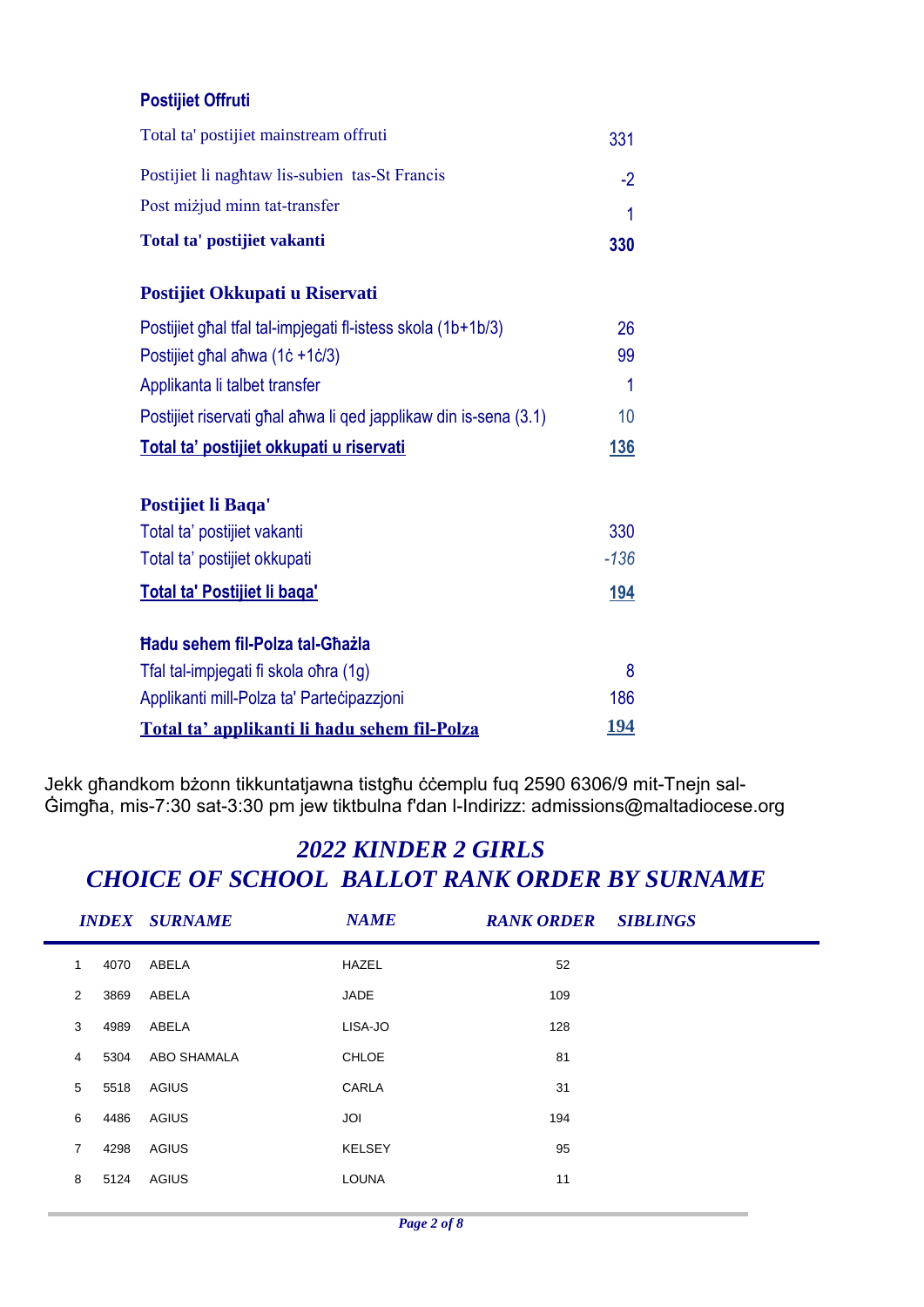### Postijiet Offruti

| | |
|---|---|
| Total ta' postijiet mainstream offruti | 331 |
| Postijiet li nagħtaw lis-subien tas-St Francis | -2 |
| Post miżjud minn tat-transfer | 1 |
| **Total ta' postijiet vakanti** | **330** |

### Postijiet Okkupati u Riservati

| | |
|---|---|
| Postijiet għal tfal tal-impjegati fl-istess skola (1b+1b/3) | 26 |
| Postijiet għal aħwa (1ċ +1ċ/3) | 99 |
| Applikanta li talbet transfer | 1 |
| Postijiet riservati għal aħwa li qed japplikaw din is-sena (3.1) | 10 |
| **Total ta' postijiet okkupati u riservati** | **136** |

### Postijiet li Baqa'

| | |
|---|---|
| Total ta' postijiet vakanti | 330 |
| Total ta' postijiet okkupati | *-136* |
| **Total ta' Postijiet li baqa'** | **194** |

### Ħadu sehem fil-Polza tal-Għażla

| | |
|---|---|
| Tfal tal-impjegati fi skola oħra (1g) | 8 |
| Applikanti mill-Polza ta' Parteċipazzjoni | 186 |
| **Total ta' applikanti li ħadu sehem fil-Polza** | **194** |

Jekk għandkom bżonn tikkuntatjawna tistgħu ċċemplu fuq 2590 6306/9 mit-Tnejn sal-Ġimgħa, mis-7:30 sat-3:30 pm jew tiktbulna f'dan l-Indirizz: admissions@maltadiocese.org

## *2022 KINDER 2 GIRLS*
## *CHOICE OF SCHOOL BALLOT RANK ORDER BY SURNAME*

| | INDEX | SURNAME | NAME | RANK ORDER | SIBLINGS |
|---|---|---|---|---|---|
| 1 | 4070 | ABELA | HAZEL | 52 | |
| 2 | 3869 | ABELA | JADE | 109 | |
| 3 | 4989 | ABELA | LISA-JO | 128 | |
| 4 | 5304 | ABO SHAMALA | CHLOE | 81 | |
| 5 | 5518 | AGIUS | CARLA | 31 | |
| 6 | 4486 | AGIUS | JOI | 194 | |
| 7 | 4298 | AGIUS | KELSEY | 95 | |
| 8 | 5124 | AGIUS | LOUNA | 11 | |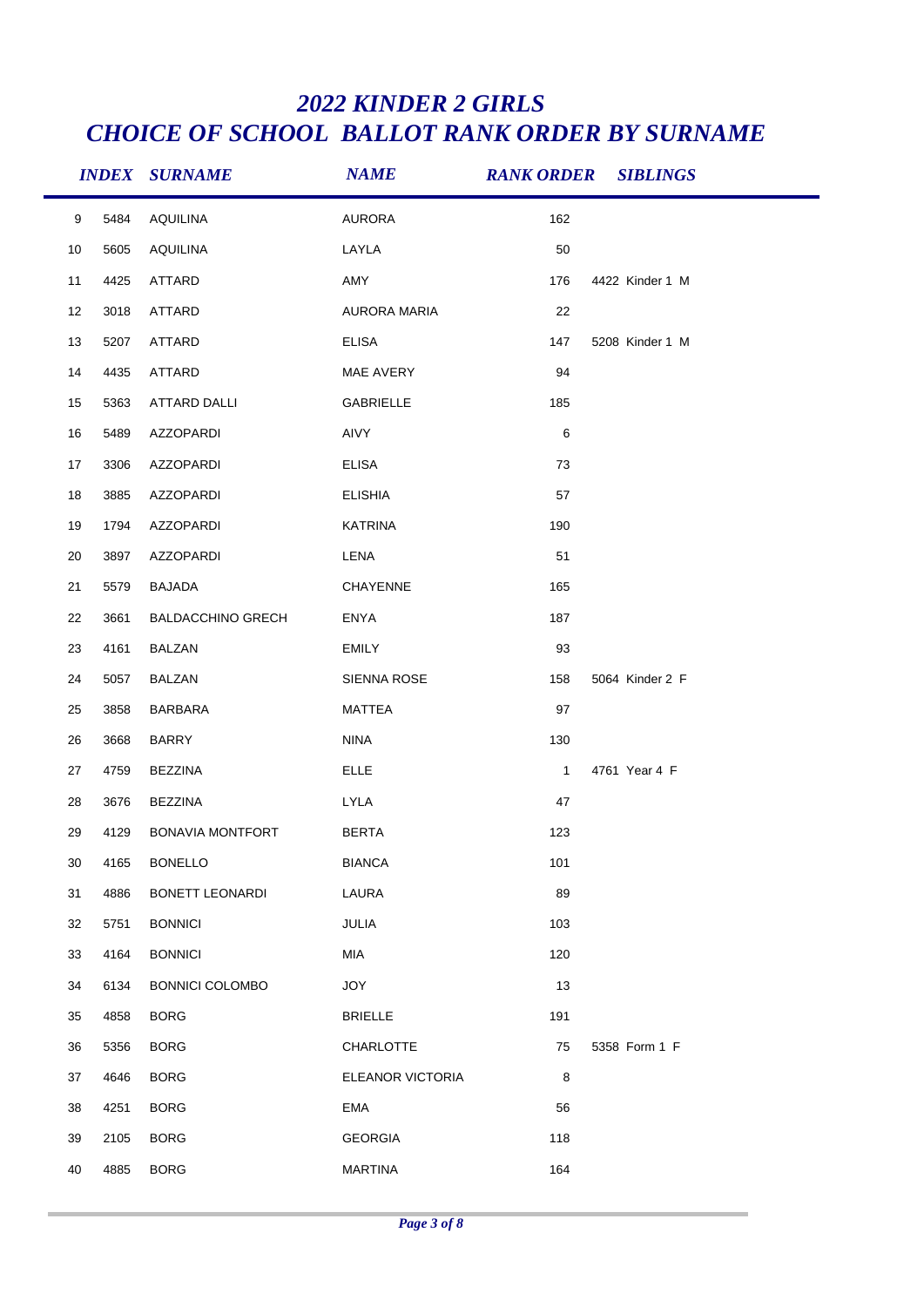# 2022 KINDER 2 GIRLS
# CHOICE OF SCHOOL BALLOT RANK ORDER BY SURNAME

| | INDEX | SURNAME | NAME | RANK ORDER | SIBLINGS |
|---|---|---|---|---|---|
| 9 | 5484 | AQUILINA | AURORA | 162 | |
| 10 | 5605 | AQUILINA | LAYLA | 50 | |
| 11 | 4425 | ATTARD | AMY | 176 | 4422 Kinder 1 M |
| 12 | 3018 | ATTARD | AURORA MARIA | 22 | |
| 13 | 5207 | ATTARD | ELISA | 147 | 5208 Kinder 1 M |
| 14 | 4435 | ATTARD | MAE AVERY | 94 | |
| 15 | 5363 | ATTARD DALLI | GABRIELLE | 185 | |
| 16 | 5489 | AZZOPARDI | AIVY | 6 | |
| 17 | 3306 | AZZOPARDI | ELISA | 73 | |
| 18 | 3885 | AZZOPARDI | ELISHIA | 57 | |
| 19 | 1794 | AZZOPARDI | KATRINA | 190 | |
| 20 | 3897 | AZZOPARDI | LENA | 51 | |
| 21 | 5579 | BAJADA | CHAYENNE | 165 | |
| 22 | 3661 | BALDACCHINO GRECH | ENYA | 187 | |
| 23 | 4161 | BALZAN | EMILY | 93 | |
| 24 | 5057 | BALZAN | SIENNA ROSE | 158 | 5064 Kinder 2 F |
| 25 | 3858 | BARBARA | MATTEA | 97 | |
| 26 | 3668 | BARRY | NINA | 130 | |
| 27 | 4759 | BEZZINA | ELLE | 1 | 4761 Year 4 F |
| 28 | 3676 | BEZZINA | LYLA | 47 | |
| 29 | 4129 | BONAVIA MONTFORT | BERTA | 123 | |
| 30 | 4165 | BONELLO | BIANCA | 101 | |
| 31 | 4886 | BONETT LEONARDI | LAURA | 89 | |
| 32 | 5751 | BONNICI | JULIA | 103 | |
| 33 | 4164 | BONNICI | MIA | 120 | |
| 34 | 6134 | BONNICI COLOMBO | JOY | 13 | |
| 35 | 4858 | BORG | BRIELLE | 191 | |
| 36 | 5356 | BORG | CHARLOTTE | 75 | 5358 Form 1 F |
| 37 | 4646 | BORG | ELEANOR VICTORIA | 8 | |
| 38 | 4251 | BORG | EMA | 56 | |
| 39 | 2105 | BORG | GEORGIA | 118 | |
| 40 | 4885 | BORG | MARTINA | 164 | |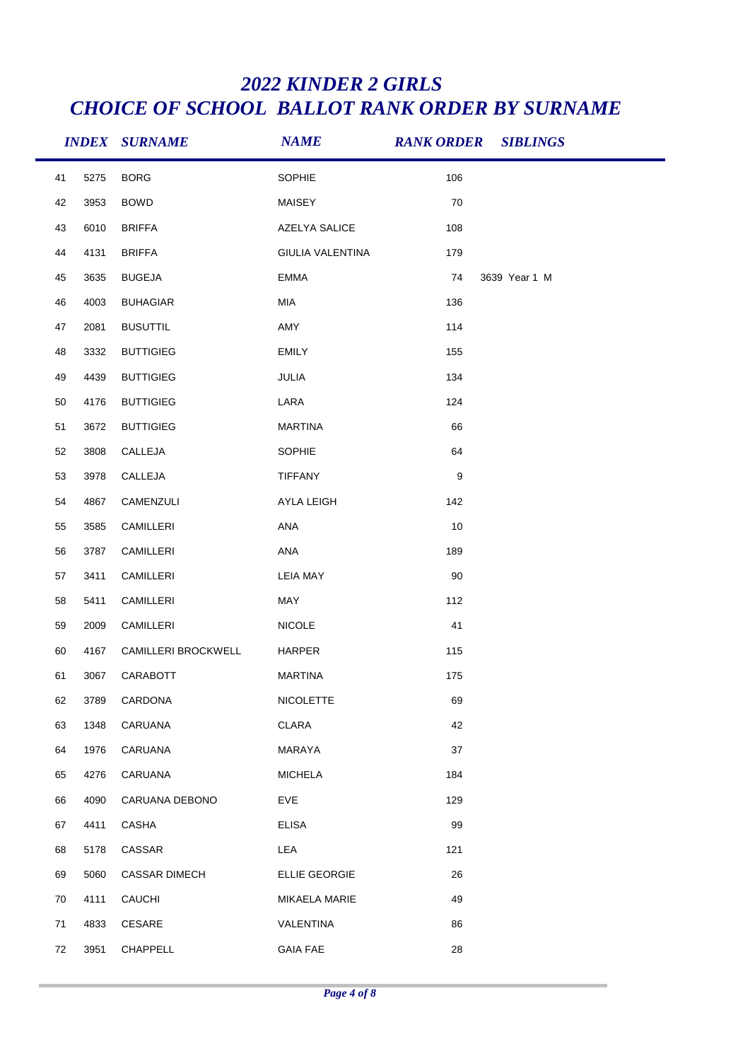# *2022 KINDER 2 GIRLS*
# *CHOICE OF SCHOOL BALLOT RANK ORDER BY SURNAME*

| | INDEX | SURNAME | NAME | RANK ORDER | SIBLINGS |
|---|---|---|---|---|---|
| 41 | 5275 | BORG | SOPHIE | 106 | |
| 42 | 3953 | BOWD | MAISEY | 70 | |
| 43 | 6010 | BRIFFA | AZELYA SALICE | 108 | |
| 44 | 4131 | BRIFFA | GIULIA VALENTINA | 179 | |
| 45 | 3635 | BUGEJA | EMMA | 74 | 3639 Year 1 M |
| 46 | 4003 | BUHAGIAR | MIA | 136 | |
| 47 | 2081 | BUSUTTIL | AMY | 114 | |
| 48 | 3332 | BUTTIGIEG | EMILY | 155 | |
| 49 | 4439 | BUTTIGIEG | JULIA | 134 | |
| 50 | 4176 | BUTTIGIEG | LARA | 124 | |
| 51 | 3672 | BUTTIGIEG | MARTINA | 66 | |
| 52 | 3808 | CALLEJA | SOPHIE | 64 | |
| 53 | 3978 | CALLEJA | TIFFANY | 9 | |
| 54 | 4867 | CAMENZULI | AYLA LEIGH | 142 | |
| 55 | 3585 | CAMILLERI | ANA | 10 | |
| 56 | 3787 | CAMILLERI | ANA | 189 | |
| 57 | 3411 | CAMILLERI | LEIA MAY | 90 | |
| 58 | 5411 | CAMILLERI | MAY | 112 | |
| 59 | 2009 | CAMILLERI | NICOLE | 41 | |
| 60 | 4167 | CAMILLERI BROCKWELL | HARPER | 115 | |
| 61 | 3067 | CARABOTT | MARTINA | 175 | |
| 62 | 3789 | CARDONA | NICOLETTE | 69 | |
| 63 | 1348 | CARUANA | CLARA | 42 | |
| 64 | 1976 | CARUANA | MARAYA | 37 | |
| 65 | 4276 | CARUANA | MICHELA | 184 | |
| 66 | 4090 | CARUANA DEBONO | EVE | 129 | |
| 67 | 4411 | CASHA | ELISA | 99 | |
| 68 | 5178 | CASSAR | LEA | 121 | |
| 69 | 5060 | CASSAR DIMECH | ELLIE GEORGIE | 26 | |
| 70 | 4111 | CAUCHI | MIKAELA MARIE | 49 | |
| 71 | 4833 | CESARE | VALENTINA | 86 | |
| 72 | 3951 | CHAPPELL | GAIA FAE | 28 | |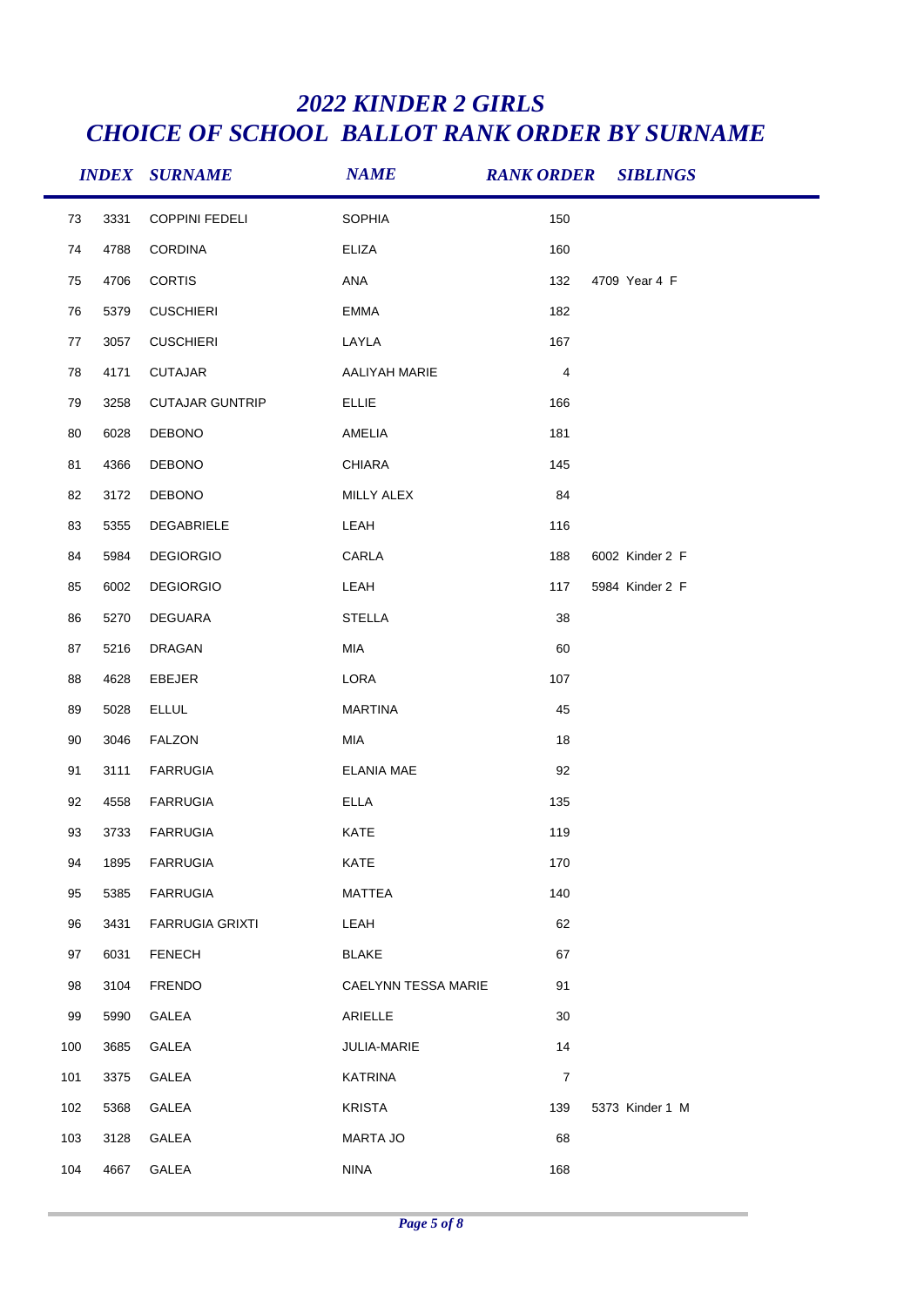# *2022 KINDER 2 GIRLS*
# *CHOICE OF SCHOOL BALLOT RANK ORDER BY SURNAME*

| | *INDEX* | *SURNAME* | *NAME* | *RANK ORDER* | *SIBLINGS* |
|---|---|---|---|---|---|
| 73 | 3331 | COPPINI FEDELI | SOPHIA | 150 | |
| 74 | 4788 | CORDINA | ELIZA | 160 | |
| 75 | 4706 | CORTIS | ANA | 132 | 4709 Year 4 F |
| 76 | 5379 | CUSCHIERI | EMMA | 182 | |
| 77 | 3057 | CUSCHIERI | LAYLA | 167 | |
| 78 | 4171 | CUTAJAR | AALIYAH MARIE | 4 | |
| 79 | 3258 | CUTAJAR GUNTRIP | ELLIE | 166 | |
| 80 | 6028 | DEBONO | AMELIA | 181 | |
| 81 | 4366 | DEBONO | CHIARA | 145 | |
| 82 | 3172 | DEBONO | MILLY ALEX | 84 | |
| 83 | 5355 | DEGABRIELE | LEAH | 116 | |
| 84 | 5984 | DEGIORGIO | CARLA | 188 | 6002 Kinder 2 F |
| 85 | 6002 | DEGIORGIO | LEAH | 117 | 5984 Kinder 2 F |
| 86 | 5270 | DEGUARA | STELLA | 38 | |
| 87 | 5216 | DRAGAN | MIA | 60 | |
| 88 | 4628 | EBEJER | LORA | 107 | |
| 89 | 5028 | ELLUL | MARTINA | 45 | |
| 90 | 3046 | FALZON | MIA | 18 | |
| 91 | 3111 | FARRUGIA | ELANIA MAE | 92 | |
| 92 | 4558 | FARRUGIA | ELLA | 135 | |
| 93 | 3733 | FARRUGIA | KATE | 119 | |
| 94 | 1895 | FARRUGIA | KATE | 170 | |
| 95 | 5385 | FARRUGIA | MATTEA | 140 | |
| 96 | 3431 | FARRUGIA GRIXTI | LEAH | 62 | |
| 97 | 6031 | FENECH | BLAKE | 67 | |
| 98 | 3104 | FRENDO | CAELYNN TESSA MARIE | 91 | |
| 99 | 5990 | GALEA | ARIELLE | 30 | |
| 100 | 3685 | GALEA | JULIA-MARIE | 14 | |
| 101 | 3375 | GALEA | KATRINA | 7 | |
| 102 | 5368 | GALEA | KRISTA | 139 | 5373 Kinder 1 M |
| 103 | 3128 | GALEA | MARTA JO | 68 | |
| 104 | 4667 | GALEA | NINA | 168 | |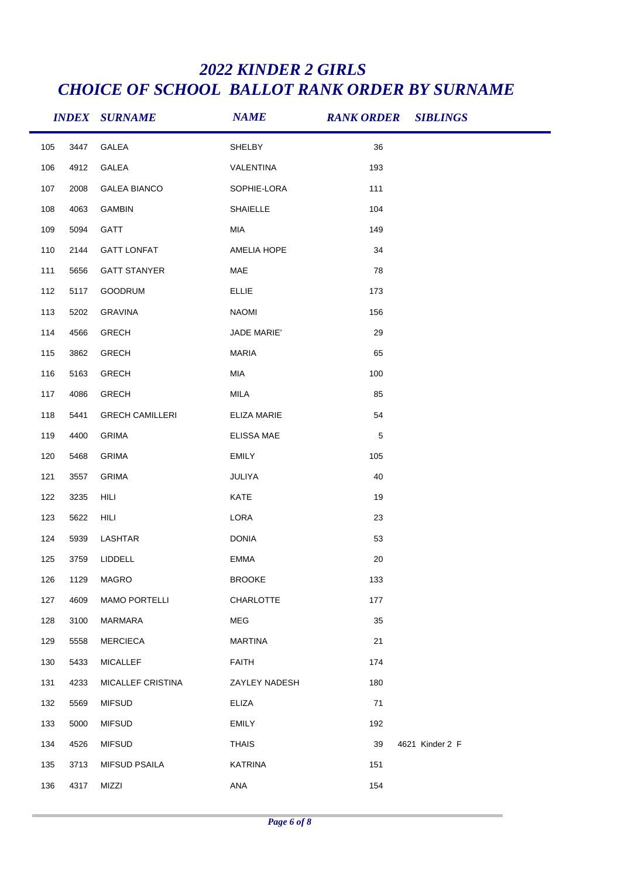# *2022 KINDER 2 GIRLS*
# *CHOICE OF SCHOOL BALLOT RANK ORDER BY SURNAME*

| | *INDEX* | *SURNAME* | *NAME* | *RANK ORDER* | *SIBLINGS* |
|---|---|---|---|---|---|
| 105 | 3447 | GALEA | SHELBY | 36 | |
| 106 | 4912 | GALEA | VALENTINA | 193 | |
| 107 | 2008 | GALEA BIANCO | SOPHIE-LORA | 111 | |
| 108 | 4063 | GAMBIN | SHAIELLE | 104 | |
| 109 | 5094 | GATT | MIA | 149 | |
| 110 | 2144 | GATT LONFAT | AMELIA HOPE | 34 | |
| 111 | 5656 | GATT STANYER | MAE | 78 | |
| 112 | 5117 | GOODRUM | ELLIE | 173 | |
| 113 | 5202 | GRAVINA | NAOMI | 156 | |
| 114 | 4566 | GRECH | JADE MARIE' | 29 | |
| 115 | 3862 | GRECH | MARIA | 65 | |
| 116 | 5163 | GRECH | MIA | 100 | |
| 117 | 4086 | GRECH | MILA | 85 | |
| 118 | 5441 | GRECH CAMILLERI | ELIZA MARIE | 54 | |
| 119 | 4400 | GRIMA | ELISSA MAE | 5 | |
| 120 | 5468 | GRIMA | EMILY | 105 | |
| 121 | 3557 | GRIMA | JULIYA | 40 | |
| 122 | 3235 | HILI | KATE | 19 | |
| 123 | 5622 | HILI | LORA | 23 | |
| 124 | 5939 | LASHTAR | DONIA | 53 | |
| 125 | 3759 | LIDDELL | EMMA | 20 | |
| 126 | 1129 | MAGRO | BROOKE | 133 | |
| 127 | 4609 | MAMO PORTELLI | CHARLOTTE | 177 | |
| 128 | 3100 | MARMARA | MEG | 35 | |
| 129 | 5558 | MERCIECA | MARTINA | 21 | |
| 130 | 5433 | MICALLEF | FAITH | 174 | |
| 131 | 4233 | MICALLEF CRISTINA | ZAYLEY NADESH | 180 | |
| 132 | 5569 | MIFSUD | ELIZA | 71 | |
| 133 | 5000 | MIFSUD | EMILY | 192 | |
| 134 | 4526 | MIFSUD | THAIS | 39 | 4621 Kinder 2 F |
| 135 | 3713 | MIFSUD PSAILA | KATRINA | 151 | |
| 136 | 4317 | MIZZI | ANA | 154 | |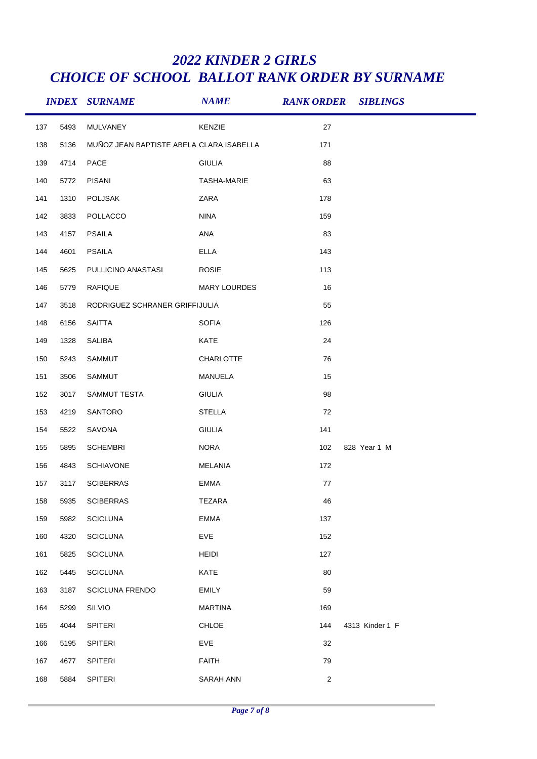# *2022 KINDER 2 GIRLS*
# *CHOICE OF SCHOOL BALLOT RANK ORDER BY SURNAME*

| | *INDEX* | *SURNAME* | *NAME* | *RANK ORDER* | *SIBLINGS* |
|---|---|---|---|---|---|
| 137 | 5493 | MULVANEY | KENZIE | 27 | |
| 138 | 5136 | MUÑOZ JEAN BAPTISTE ABELA | CLARA ISABELLA | 171 | |
| 139 | 4714 | PACE | GIULIA | 88 | |
| 140 | 5772 | PISANI | TASHA-MARIE | 63 | |
| 141 | 1310 | POLJSAK | ZARA | 178 | |
| 142 | 3833 | POLLACCO | NINA | 159 | |
| 143 | 4157 | PSAILA | ANA | 83 | |
| 144 | 4601 | PSAILA | ELLA | 143 | |
| 145 | 5625 | PULLICINO ANASTASI | ROSIE | 113 | |
| 146 | 5779 | RAFIQUE | MARY LOURDES | 16 | |
| 147 | 3518 | RODRIGUEZ SCHRANER GRIFFI | JULIA | 55 | |
| 148 | 6156 | SAITTA | SOFIA | 126 | |
| 149 | 1328 | SALIBA | KATE | 24 | |
| 150 | 5243 | SAMMUT | CHARLOTTE | 76 | |
| 151 | 3506 | SAMMUT | MANUELA | 15 | |
| 152 | 3017 | SAMMUT TESTA | GIULIA | 98 | |
| 153 | 4219 | SANTORO | STELLA | 72 | |
| 154 | 5522 | SAVONA | GIULIA | 141 | |
| 155 | 5895 | SCHEMBRI | NORA | 102 | 828 Year 1 M |
| 156 | 4843 | SCHIAVONE | MELANIA | 172 | |
| 157 | 3117 | SCIBERRAS | EMMA | 77 | |
| 158 | 5935 | SCIBERRAS | TEZARA | 46 | |
| 159 | 5982 | SCICLUNA | EMMA | 137 | |
| 160 | 4320 | SCICLUNA | EVE | 152 | |
| 161 | 5825 | SCICLUNA | HEIDI | 127 | |
| 162 | 5445 | SCICLUNA | KATE | 80 | |
| 163 | 3187 | SCICLUNA FRENDO | EMILY | 59 | |
| 164 | 5299 | SILVIO | MARTINA | 169 | |
| 165 | 4044 | SPITERI | CHLOE | 144 | 4313 Kinder 1 F |
| 166 | 5195 | SPITERI | EVE | 32 | |
| 167 | 4677 | SPITERI | FAITH | 79 | |
| 168 | 5884 | SPITERI | SARAH ANN | 2 | |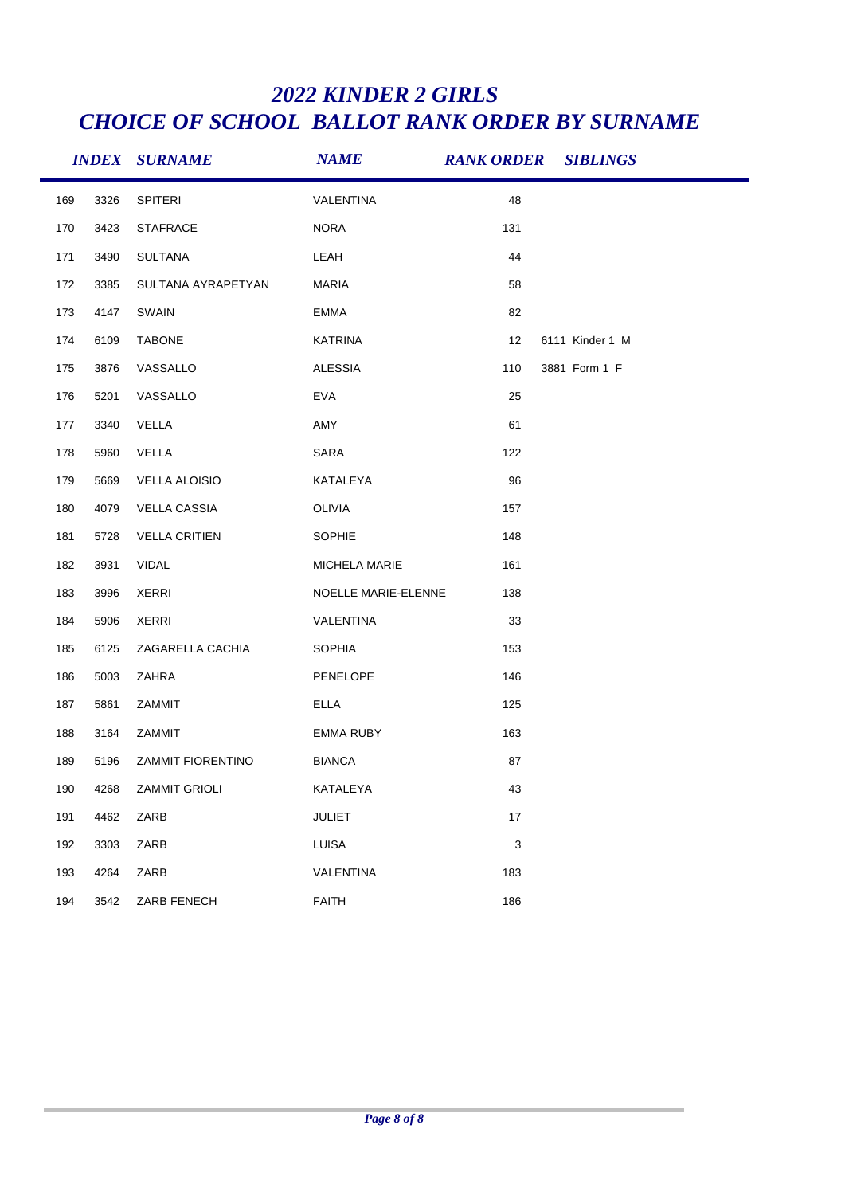# *2022 KINDER 2 GIRLS*
# *CHOICE OF SCHOOL BALLOT RANK ORDER BY SURNAME*

| | *INDEX* | *SURNAME* | *NAME* | *RANK ORDER* | *SIBLINGS* |
|---|---|---|---|---|---|
| 169 | 3326 | SPITERI | VALENTINA | 48 | |
| 170 | 3423 | STAFRACE | NORA | 131 | |
| 171 | 3490 | SULTANA | LEAH | 44 | |
| 172 | 3385 | SULTANA AYRAPETYAN | MARIA | 58 | |
| 173 | 4147 | SWAIN | EMMA | 82 | |
| 174 | 6109 | TABONE | KATRINA | 12 | 6111 Kinder 1 M |
| 175 | 3876 | VASSALLO | ALESSIA | 110 | 3881 Form 1 F |
| 176 | 5201 | VASSALLO | EVA | 25 | |
| 177 | 3340 | VELLA | AMY | 61 | |
| 178 | 5960 | VELLA | SARA | 122 | |
| 179 | 5669 | VELLA ALOISIO | KATALEYA | 96 | |
| 180 | 4079 | VELLA CASSIA | OLIVIA | 157 | |
| 181 | 5728 | VELLA CRITIEN | SOPHIE | 148 | |
| 182 | 3931 | VIDAL | MICHELA MARIE | 161 | |
| 183 | 3996 | XERRI | NOELLE MARIE-ELENNE | 138 | |
| 184 | 5906 | XERRI | VALENTINA | 33 | |
| 185 | 6125 | ZAGARELLA CACHIA | SOPHIA | 153 | |
| 186 | 5003 | ZAHRA | PENELOPE | 146 | |
| 187 | 5861 | ZAMMIT | ELLA | 125 | |
| 188 | 3164 | ZAMMIT | EMMA RUBY | 163 | |
| 189 | 5196 | ZAMMIT FIORENTINO | BIANCA | 87 | |
| 190 | 4268 | ZAMMIT GRIOLI | KATALEYA | 43 | |
| 191 | 4462 | ZARB | JULIET | 17 | |
| 192 | 3303 | ZARB | LUISA | 3 | |
| 193 | 4264 | ZARB | VALENTINA | 183 | |
| 194 | 3542 | ZARB FENECH | FAITH | 186 | |